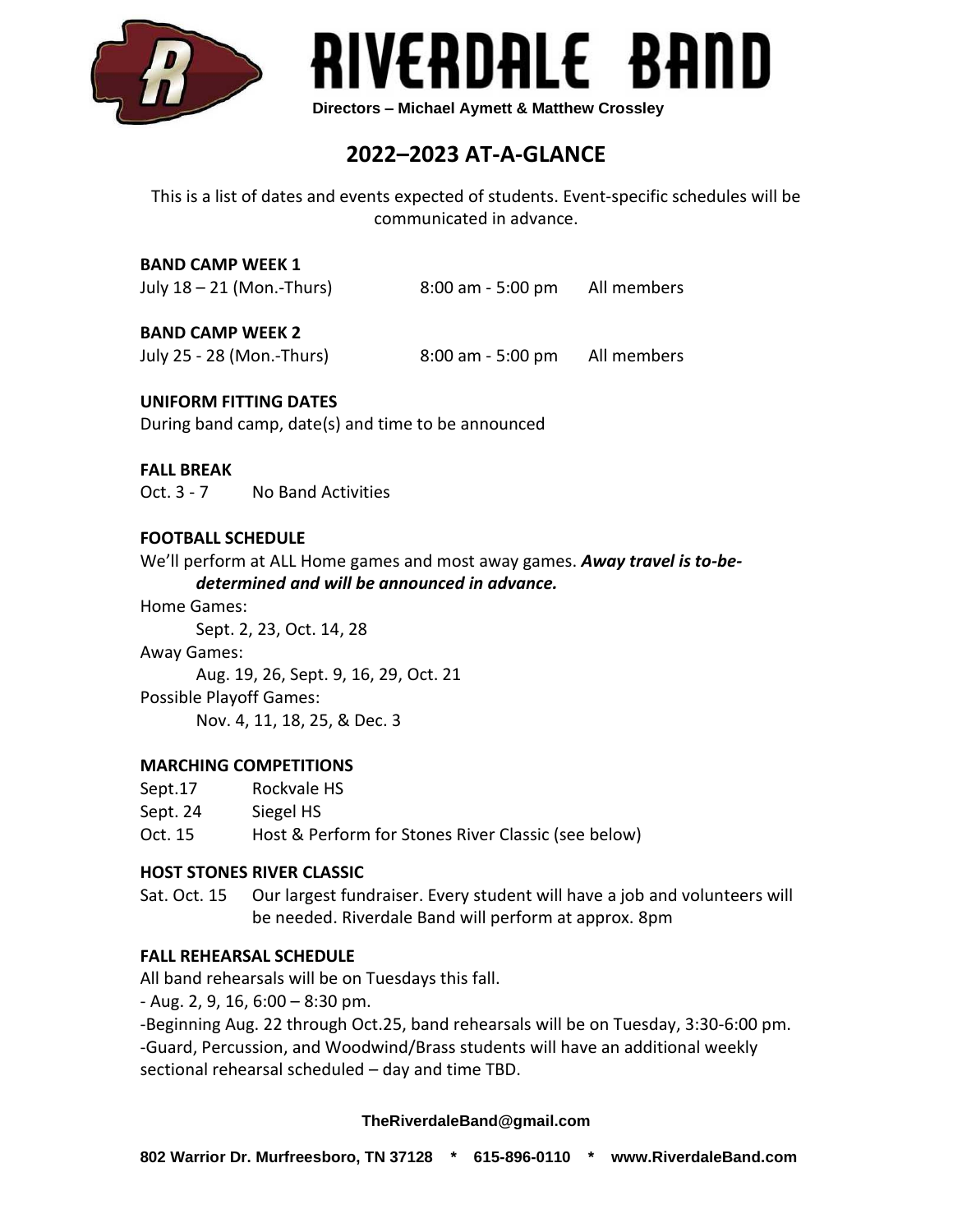# RIVERDALE BAND

**Directors – Michael Aymett & Matthew Crossley**

## 2022–2023 AT-A-GLANCE

This is a list of dates and events expected of students. Event-specific schedules will be communicated in advance.

**BAND CAMP WEEK 1**

July 18 – 21 (Mon.-Thurs) 8:00 am - 5:00 pm All members

**BAND CAMP WEEK 2**

July 25 - 28 (Mon.-Thurs) 8:00 am - 5:00 pm All members

**UNIFORM FITTING DATES**

During band camp, date(s) and time to be announced

**FALL BREAK**

Oct. 3 - 7 No Band Activities

**FOOTBALL SCHEDULE**

We'll perform at ALL Home games and most away games. ***Away travel is to-be-determined and will be announced in advance.***

Home Games:

Sept. 2, 23, Oct. 14, 28

Away Games:

Aug. 19, 26, Sept. 9, 16, 29, Oct. 21

Possible Playoff Games:

Nov. 4, 11, 18, 25, & Dec. 3

**MARCHING COMPETITIONS**

Sept.17 Rockvale HS

Sept. 24 Siegel HS

Oct. 15 Host & Perform for Stones River Classic (see below)

**HOST STONES RIVER CLASSIC**

Sat. Oct. 15 Our largest fundraiser. Every student will have a job and volunteers will be needed. Riverdale Band will perform at approx. 8pm

**FALL REHEARSAL SCHEDULE**

All band rehearsals will be on Tuesdays this fall.

- Aug. 2, 9, 16, 6:00 – 8:30 pm.

-Beginning Aug. 22 through Oct.25, band rehearsals will be on Tuesday, 3:30-6:00 pm.

-Guard, Percussion, and Woodwind/Brass students will have an additional weekly sectional rehearsal scheduled – day and time TBD.

**TheRiverdaleBand@gmail.com**

**802 Warrior Dr. Murfreesboro, TN 37128 * 615-896-0110 * www.RiverdaleBand.com**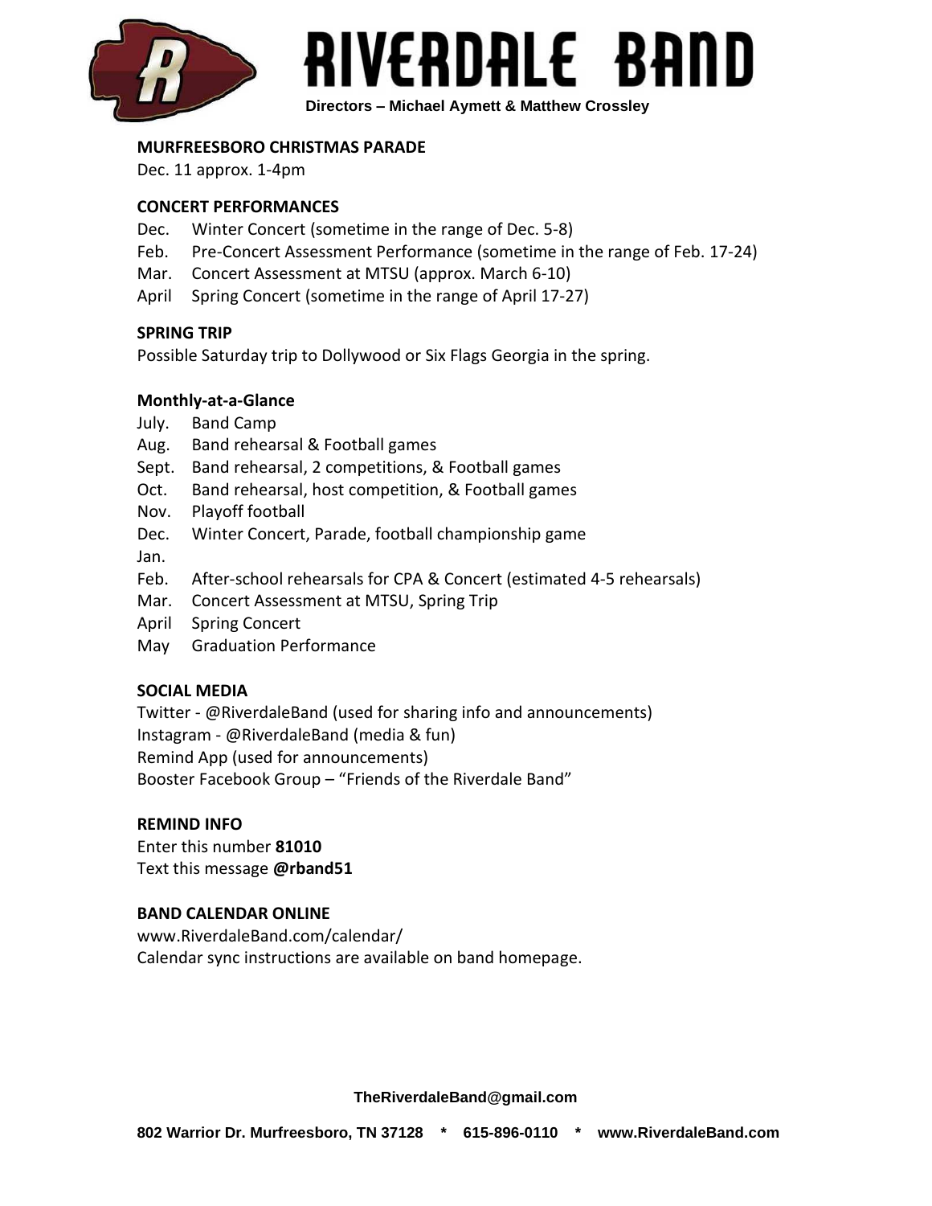# RIVERDALE BAND

**Directors – Michael Aymett & Matthew Crossley**

**MURFREESBORO CHRISTMAS PARADE**

Dec. 11 approx. 1-4pm

**CONCERT PERFORMANCES**

| | |
|---|---|
| Dec. | Winter Concert (sometime in the range of Dec. 5-8) |
| Feb. | Pre-Concert Assessment Performance (sometime in the range of Feb. 17-24) |
| Mar. | Concert Assessment at MTSU (approx. March 6-10) |
| April | Spring Concert (sometime in the range of April 17-27) |

**SPRING TRIP**

Possible Saturday trip to Dollywood or Six Flags Georgia in the spring.

**Monthly-at-a-Glance**

| | |
|---|---|
| July. | Band Camp |
| Aug. | Band rehearsal & Football games |
| Sept. | Band rehearsal, 2 competitions, & Football games |
| Oct. | Band rehearsal, host competition, & Football games |
| Nov. | Playoff football |
| Dec. | Winter Concert, Parade, football championship game |
| Jan. | |
| Feb. | After-school rehearsals for CPA & Concert (estimated 4-5 rehearsals) |
| Mar. | Concert Assessment at MTSU, Spring Trip |
| April | Spring Concert |
| May | Graduation Performance |

**SOCIAL MEDIA**

Twitter - @RiverdaleBand (used for sharing info and announcements)
Instagram - @RiverdaleBand (media & fun)
Remind App (used for announcements)
Booster Facebook Group – "Friends of the Riverdale Band"

**REMIND INFO**

Enter this number **81010**
Text this message **@rband51**

**BAND CALENDAR ONLINE**

www.RiverdaleBand.com/calendar/
Calendar sync instructions are available on band homepage.

**TheRiverdaleBand@gmail.com**

**802 Warrior Dr. Murfreesboro, TN 37128 * 615-896-0110 * www.RiverdaleBand.com**